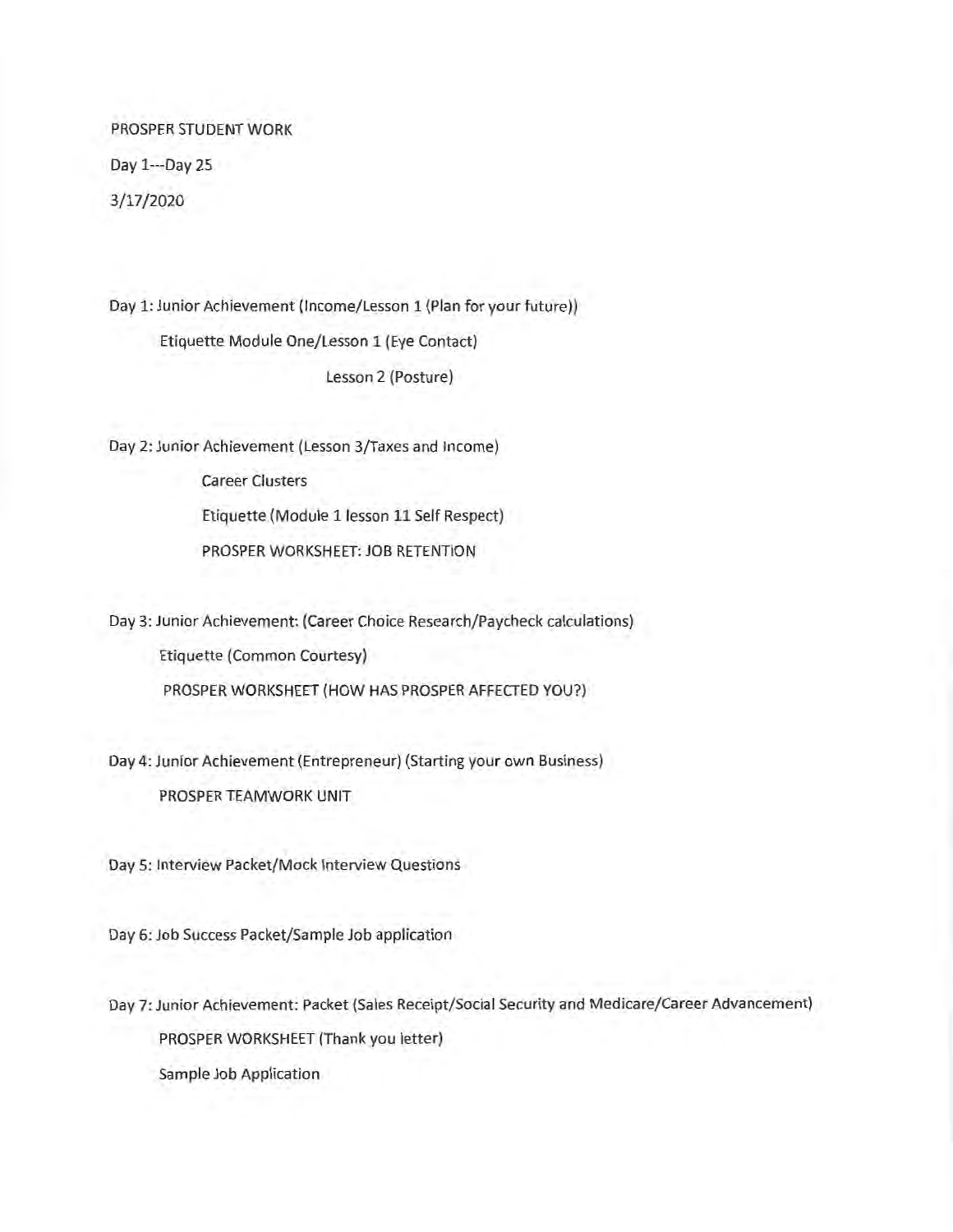PROSPER STUDENT WORK

Day 1---Day 25

3/17/2020

Day 1: Junior Achievement (Income/Lesson 1 (Plan for your future))

Etiquette Module One/Lesson 1 (Eye Contact)

Lesson 2 (Posture)

Day 2: Junior Achievement (Lesson 3/Taxes and Income)

Career Clusters

Etiquette (Module 1 lesson 11 Self Respect)

PROSPER WORKSHEET: JOB RETENTION

Day 3: Junior Achievement: (Career Choice Research/Paycheck calculations)

Etiquette (Common Courtesy)

PROSPER WORKSHEET (HOW HAS PROSPER AFFECTED YOU?)

Day 4: Junior Achievement (Entrepreneur) (Starting your own Business)

PROSPER TEAMWORK UNIT

Day 5: Interview Packet/Mock Interview Questions

Day 6: Job Success Packet/Sample Job application

Day 7: Junior Achievement: Packet (Sales Receipt/Social Security and Medicare/Career Advancement)

PROSPER WORKSHEET (Thank you letter)

Sample Job Application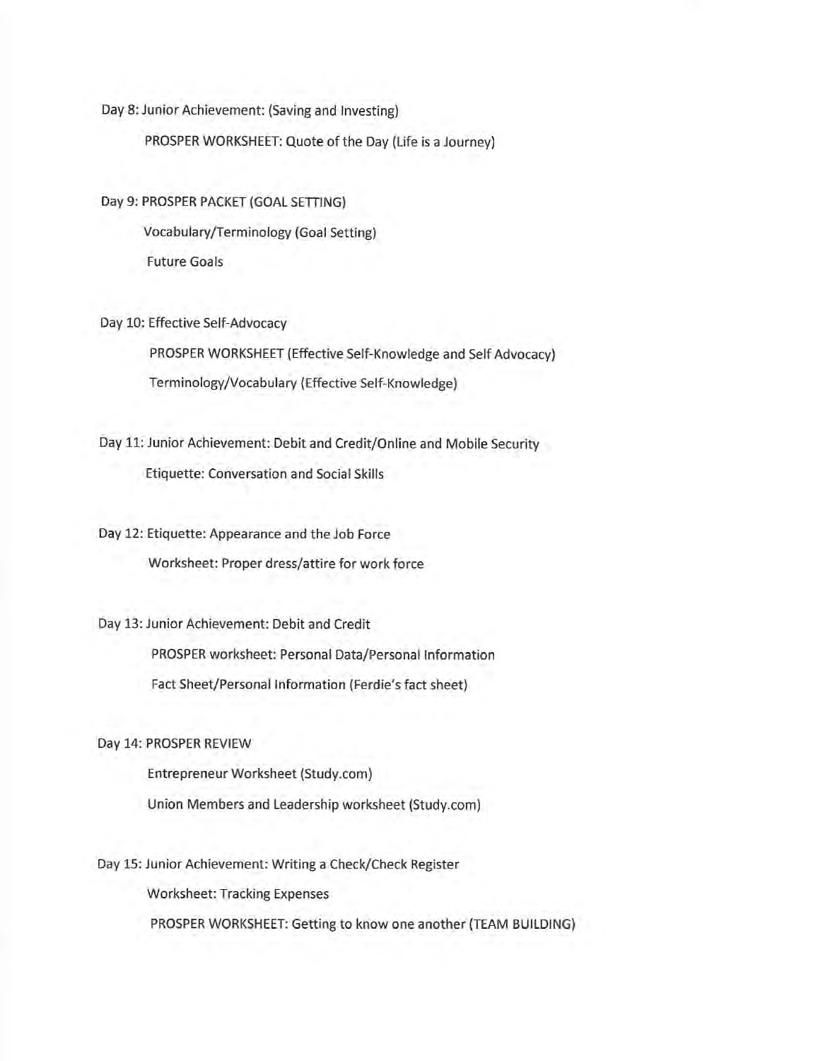Day 8: Junior Achievement: (Saving and Investing)

PROSPER WORKSHEET: Quote of the Day (Life is a Journey)

Day 9: PROSPER PACKET (GOAL SETTING)

Vocabulary/Terminology (Goal Setting)

Future Goals

Day 10: Effective Self-Advocacy

PROSPER WORKSHEET (Effective Self-Knowledge and Self Advocacy)

Terminology/Vocabulary (Effective Self-Knowledge)

Day 11: Junior Achievement: Debit and Credit/Online and Mobile Security

Etiquette: Conversation and Social Skills

Day 12: Etiquette: Appearance and the Job Force

Worksheet: Proper dress/attire for work force

Day 13: Junior Achievement: Debit and Credit

PROSPER worksheet: Personal Data/Personal Information

Fact Sheet/Personal Information (Ferdie's fact sheet)

Day 14: PROSPER REVIEW

Entrepreneur Worksheet (Study.com)

Union Members and Leadership worksheet (Study.com)

Day 15: Junior Achievement: Writing a Check/Check Register

Worksheet: Tracking Expenses

PROSPER WORKSHEET: Getting to know one another (TEAM BUILDING)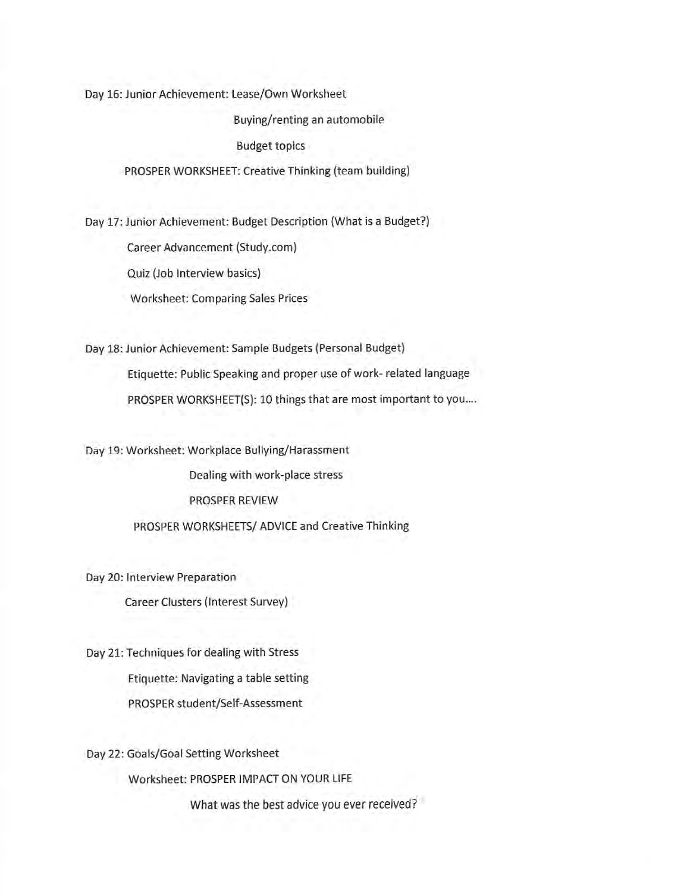Day 16: Junior Achievement: Lease/Own Worksheet

Buying/renting an automobile

Budget topics

PROSPER WORKSHEET: Creative Thinking (team building)

Day 17: Junior Achievement: Budget Description (What is a Budget?)

Career Advancement (Study.com)

Quiz (Job Interview basics)

Worksheet: Comparing Sales Prices

Day 18: Junior Achievement: Sample Budgets (Personal Budget)

Etiquette: Public Speaking and proper use of work- related language

PROSPER WORKSHEET(S): 10 things that are most important to you....

Day 19: Worksheet: Workplace Bullying/Harassment

Dealing with work-place stress

PROSPER REVIEW

PROSPER WORKSHEETS/ ADVICE and Creative Thinking

Day 20: Interview Preparation

Career Clusters (Interest Survey)

Day 21: Techniques for dealing with Stress

Etiquette: Navigating a table setting

PROSPER student/Self-Assessment

Day 22: Goals/Goal Setting Worksheet

Worksheet: PROSPER IMPACT ON YOUR LIFE

What was the best advice you ever received?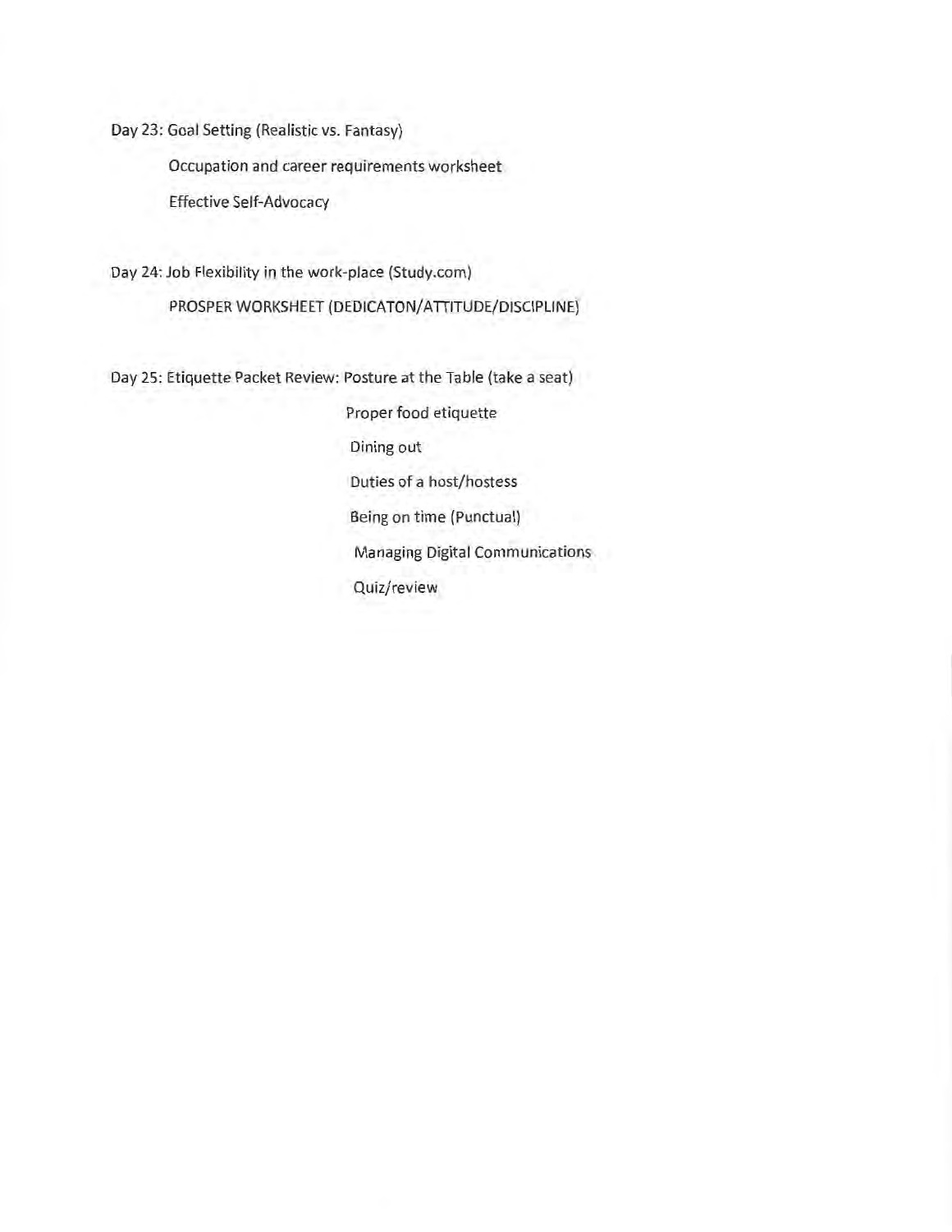Day 23: Goal Setting (Realistic vs. Fantasy)

- Occupation and career requirements worksheet
- Effective Self-Advocacy

Day 24: Job Flexibility in the work-place (Study.com)

- PROSPER WORKSHEET (DEDICATON/ATTITUDE/DISCIPLINE)

Day 25: Etiquette Packet Review: Posture at the Table (take a seat)

- Proper food etiquette
- Dining out
- Duties of a host/hostess
- Being on time (Punctual)
- Managing Digital Communications
- Quiz/review